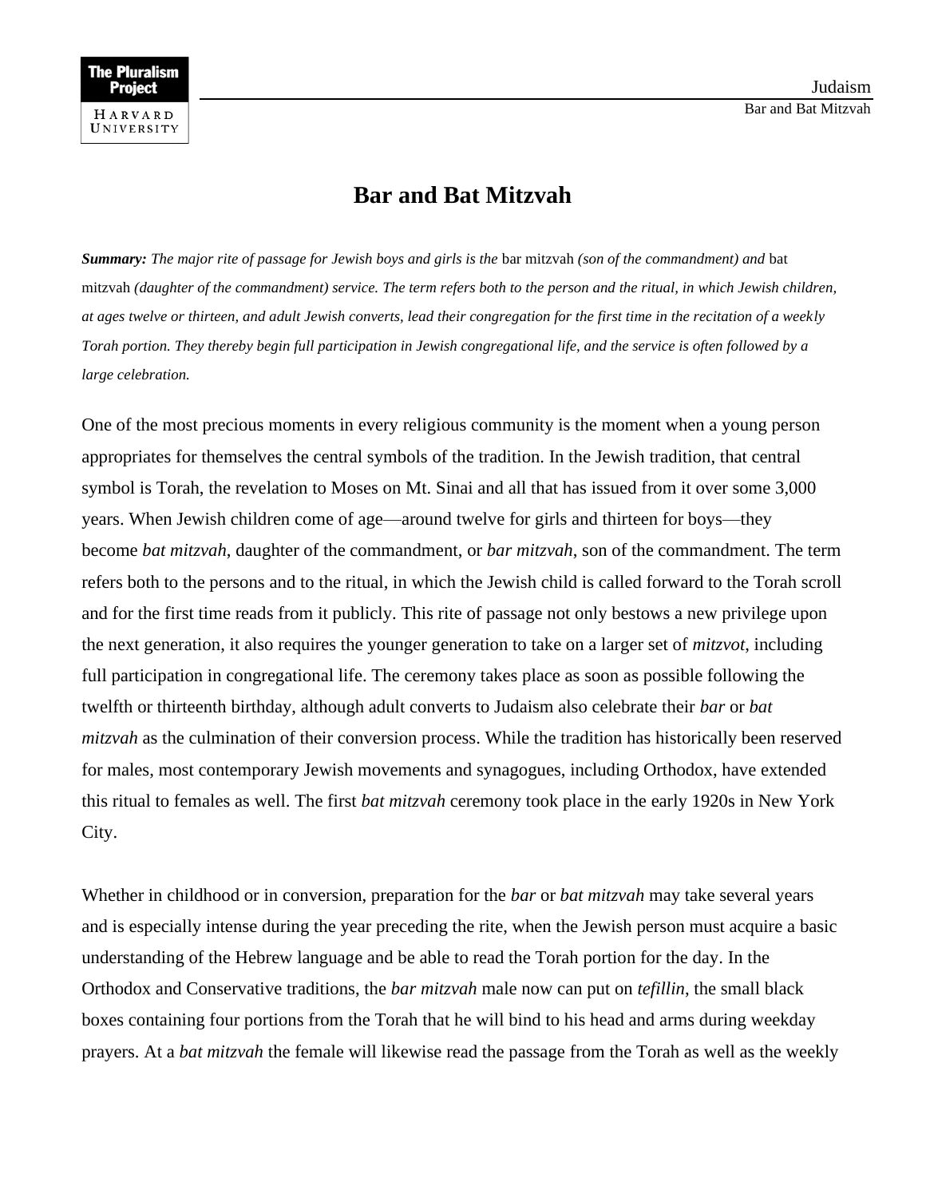# Bar and Bat Mitzvah

***Summary:** The major rite of passage for Jewish boys and girls is the* bar mitzvah *(son of the commandment) and* bat mitzvah *(daughter of the commandment) service. The term refers both to the person and the ritual, in which Jewish children, at ages twelve or thirteen, and adult Jewish converts, lead their congregation for the first time in the recitation of a weekly Torah portion. They thereby begin full participation in Jewish congregational life, and the service is often followed by a large celebration.*

One of the most precious moments in every religious community is the moment when a young person appropriates for themselves the central symbols of the tradition. In the Jewish tradition, that central symbol is Torah, the revelation to Moses on Mt. Sinai and all that has issued from it over some 3,000 years. When Jewish children come of age—around twelve for girls and thirteen for boys—they become *bat mitzvah*, daughter of the commandment, or *bar mitzvah*, son of the commandment. The term refers both to the persons and to the ritual, in which the Jewish child is called forward to the Torah scroll and for the first time reads from it publicly. This rite of passage not only bestows a new privilege upon the next generation, it also requires the younger generation to take on a larger set of *mitzvot*, including full participation in congregational life. The ceremony takes place as soon as possible following the twelfth or thirteenth birthday, although adult converts to Judaism also celebrate their *bar* or *bat mitzvah* as the culmination of their conversion process. While the tradition has historically been reserved for males, most contemporary Jewish movements and synagogues, including Orthodox, have extended this ritual to females as well. The first *bat mitzvah* ceremony took place in the early 1920s in New York City.

Whether in childhood or in conversion, preparation for the *bar* or *bat mitzvah* may take several years and is especially intense during the year preceding the rite, when the Jewish person must acquire a basic understanding of the Hebrew language and be able to read the Torah portion for the day. In the Orthodox and Conservative traditions, the *bar mitzvah* male now can put on *tefillin*, the small black boxes containing four portions from the Torah that he will bind to his head and arms during weekday prayers. At a *bat mitzvah* the female will likewise read the passage from the Torah as well as the weekly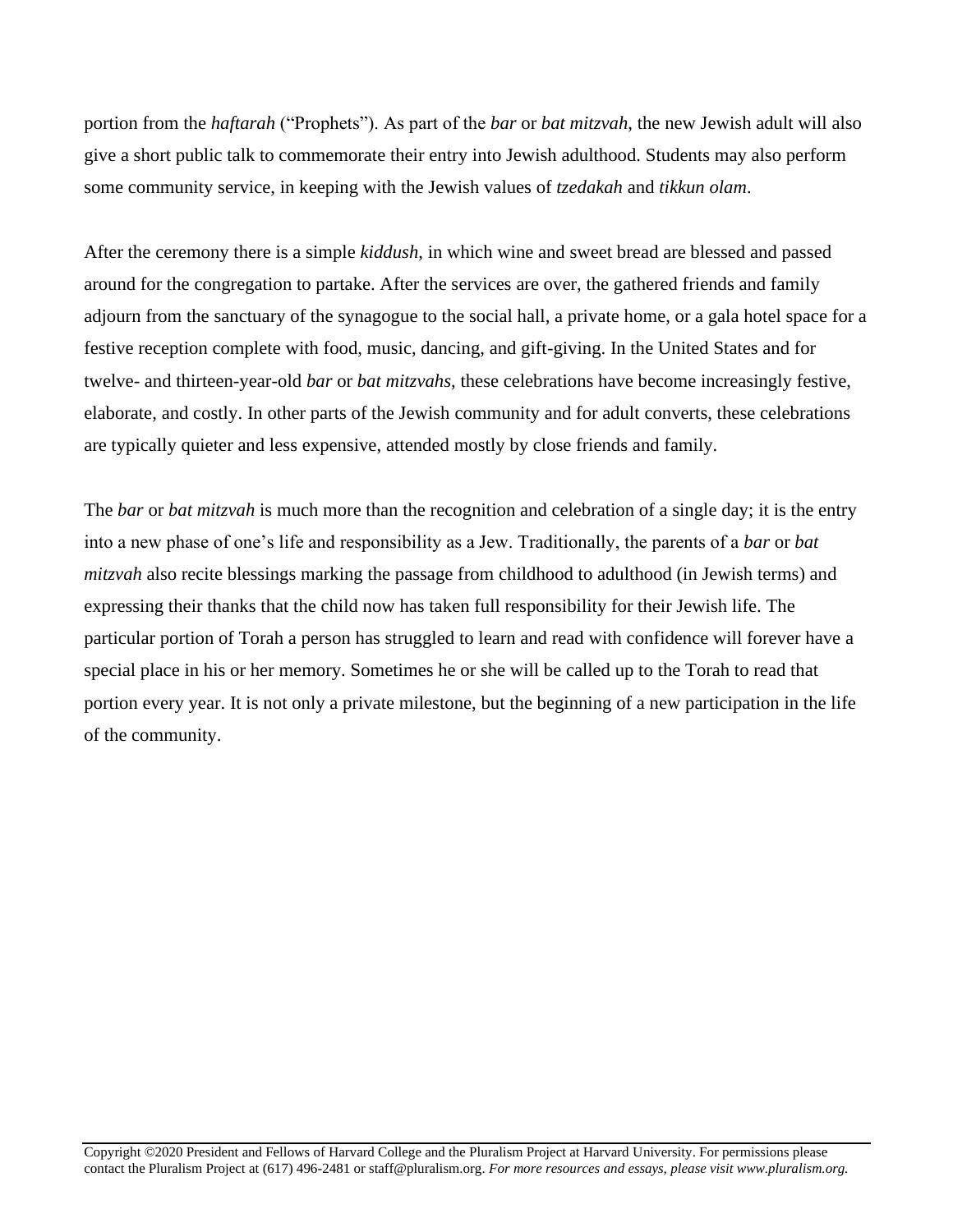portion from the *haftarah* ("Prophets"). As part of the *bar* or *bat mitzvah*, the new Jewish adult will also give a short public talk to commemorate their entry into Jewish adulthood. Students may also perform some community service, in keeping with the Jewish values of *tzedakah* and *tikkun olam*.

After the ceremony there is a simple *kiddush*, in which wine and sweet bread are blessed and passed around for the congregation to partake. After the services are over, the gathered friends and family adjourn from the sanctuary of the synagogue to the social hall, a private home, or a gala hotel space for a festive reception complete with food, music, dancing, and gift-giving. In the United States and for twelve- and thirteen-year-old *bar* or *bat mitzvahs*, these celebrations have become increasingly festive, elaborate, and costly. In other parts of the Jewish community and for adult converts, these celebrations are typically quieter and less expensive, attended mostly by close friends and family.

The *bar* or *bat mitzvah* is much more than the recognition and celebration of a single day; it is the entry into a new phase of one's life and responsibility as a Jew. Traditionally, the parents of a *bar* or *bat mitzvah* also recite blessings marking the passage from childhood to adulthood (in Jewish terms) and expressing their thanks that the child now has taken full responsibility for their Jewish life. The particular portion of Torah a person has struggled to learn and read with confidence will forever have a special place in his or her memory. Sometimes he or she will be called up to the Torah to read that portion every year. It is not only a private milestone, but the beginning of a new participation in the life of the community.